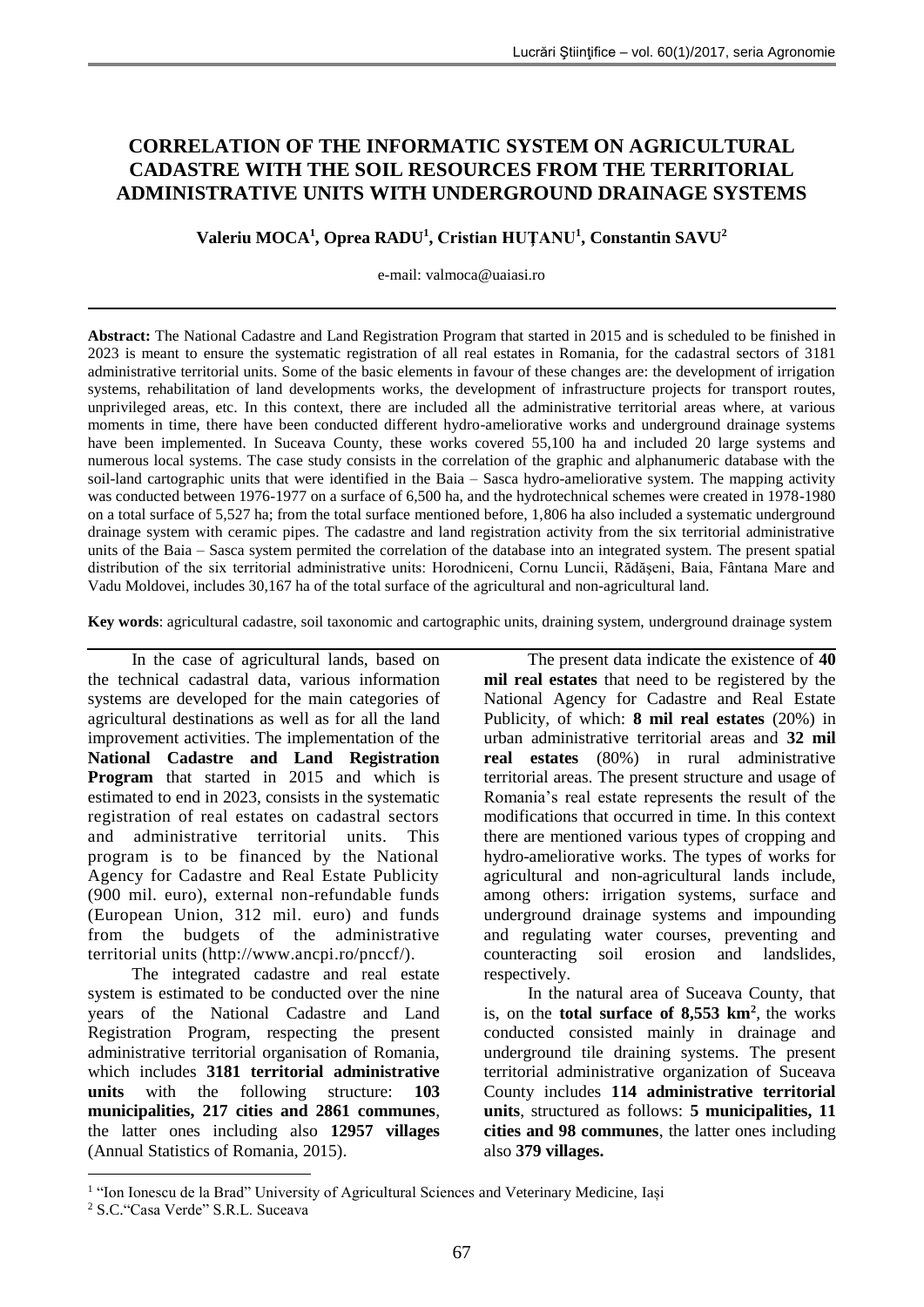# CORRELATION OF THE INFORMATIC SYSTEM ON AGRICULTURAL CADASTRE WITH THE SOIL RESOURCES FROM THE TERRITORIAL ADMINISTRATIVE UNITS WITH UNDERGROUND DRAINAGE SYSTEMS

**Valeriu MOCA[1], Oprea RADU[1], Cristian HUȚANU[1], Constantin SAVU[2]**

e-mail: valmoca@uaiasi.ro

**Abstract:** The National Cadastre and Land Registration Program that started in 2015 and is scheduled to be finished in 2023 is meant to ensure the systematic registration of all real estates in Romania, for the cadastral sectors of 3181 administrative territorial units. Some of the basic elements in favour of these changes are: the development of irrigation systems, rehabilitation of land developments works, the development of infrastructure projects for transport routes, unprivileged areas, etc. In this context, there are included all the administrative territorial areas where, at various moments in time, there have been conducted different hydro-ameliorative works and underground drainage systems have been implemented. In Suceava County, these works covered 55,100 ha and included 20 large systems and numerous local systems. The case study consists in the correlation of the graphic and alphanumeric database with the soil-land cartographic units that were identified in the Baia – Sasca hydro-ameliorative system. The mapping activity was conducted between 1976-1977 on a surface of 6,500 ha, and the hydrotechnical schemes were created in 1978-1980 on a total surface of 5,527 ha; from the total surface mentioned before, 1,806 ha also included a systematic underground drainage system with ceramic pipes. The cadastre and land registration activity from the six territorial administrative units of the Baia – Sasca system permited the correlation of the database into an integrated system. The present spatial distribution of the six territorial administrative units: Horodniceni, Cornu Luncii, Rădășeni, Baia, Fântana Mare and Vadu Moldovei, includes 30,167 ha of the total surface of the agricultural and non-agricultural land.

**Key words**: agricultural cadastre, soil taxonomic and cartographic units, draining system, underground drainage system

In the case of agricultural lands, based on the technical cadastral data, various information systems are developed for the main categories of agricultural destinations as well as for all the land improvement activities. The implementation of the **National Cadastre and Land Registration Program** that started in 2015 and which is estimated to end in 2023, consists in the systematic registration of real estates on cadastral sectors and administrative territorial units. This program is to be financed by the National Agency for Cadastre and Real Estate Publicity (900 mil. euro), external non-refundable funds (European Union, 312 mil. euro) and funds from the budgets of the administrative territorial units (http://www.ancpi.ro/pnccf/).

The integrated cadastre and real estate system is estimated to be conducted over the nine years of the National Cadastre and Land Registration Program, respecting the present administrative territorial organisation of Romania, which includes **3181 territorial administrative units** with the following structure: **103 municipalities, 217 cities and 2861 communes**, the latter ones including also **12957 villages** (Annual Statistics of Romania, 2015).

The present data indicate the existence of **40 mil real estates** that need to be registered by the National Agency for Cadastre and Real Estate Publicity, of which: **8 mil real estates** (20%) in urban administrative territorial areas and **32 mil real estates** (80%) in rural administrative territorial areas. The present structure and usage of Romania's real estate represents the result of the modifications that occurred in time. In this context there are mentioned various types of cropping and hydro-ameliorative works. The types of works for agricultural and non-agricultural lands include, among others: irrigation systems, surface and underground drainage systems and impounding and regulating water courses, preventing and counteracting soil erosion and landslides, respectively.

In the natural area of Suceava County, that is, on the **total surface of 8,553 km²**, the works conducted consisted mainly in drainage and underground tile draining systems. The present territorial administrative organization of Suceava County includes **114 administrative territorial units**, structured as follows: **5 municipalities, 11 cities and 98 communes**, the latter ones including also **379 villages.**

[1] "Ion Ionescu de la Brad" University of Agricultural Sciences and Veterinary Medicine, Iași

[2] S.C."Casa Verde" S.R.L. Suceava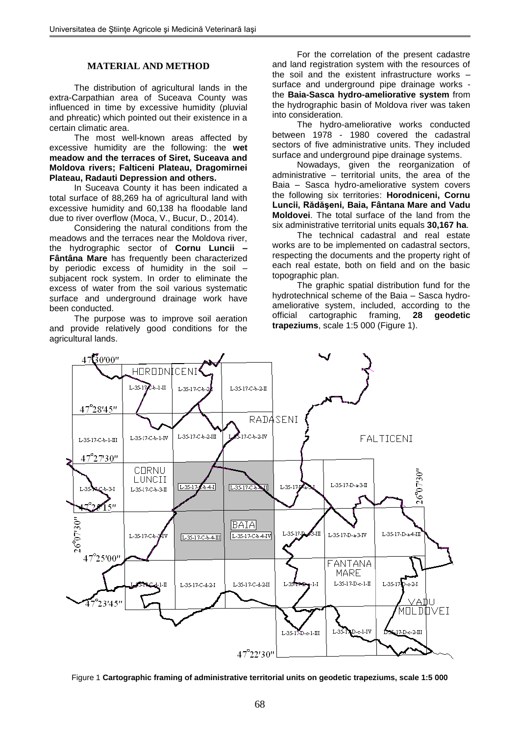## MATERIAL AND METHOD

The distribution of agricultural lands in the extra-Carpathian area of Suceava County was influenced in time by excessive humidity (pluvial and phreatic) which pointed out their existence in a certain climatic area.

The most well-known areas affected by excessive humidity are the following: the **wet meadow and the terraces of Siret, Suceava and Moldova rivers; Falticeni Plateau, Dragomirnei Plateau, Radauti Depression and others.**

In Suceava County it has been indicated a total surface of 88,269 ha of agricultural land with excessive humidity and 60,138 ha floodable land due to river overflow (Moca, V., Bucur, D., 2014).

Considering the natural conditions from the meadows and the terraces near the Moldova river, the hydrographic sector of **Cornu Luncii – Fântâna Mare** has frequently been characterized by periodic excess of humidity in the soil – subjacent rock system. In order to eliminate the excess of water from the soil various systematic surface and underground drainage work have been conducted.

The purpose was to improve soil aeration and provide relatively good conditions for the agricultural lands.

For the correlation of the present cadastre and land registration system with the resources of the soil and the existent infrastructure works – surface and underground pipe drainage works - the **Baia-Sasca hydro-ameliorative system** from the hydrographic basin of Moldova river was taken into consideration.

The hydro-ameliorative works conducted between 1978 - 1980 covered the cadastral sectors of five administrative units. They included surface and underground pipe drainage systems.

Nowadays, given the reorganization of administrative – territorial units, the area of the Baia – Sasca hydro-ameliorative system covers the following six territories: **Horodniceni, Cornu Luncii, Rădăşeni, Baia, Fântana Mare and Vadu Moldovei**. The total surface of the land from the six administrative territorial units equals **30,167 ha**.

The technical cadastral and real estate works are to be implemented on cadastral sectors, respecting the documents and the property right of each real estate, both on field and on the basic topographic plan.

The graphic spatial distribution fund for the hydrotechnical scheme of the Baia – Sasca hydro-ameliorative system, included, according to the official cartographic framing, **28 geodetic trapeziums**, scale 1:5 000 (Figure 1).

Figure 1 **Cartographic framing of administrative territorial units on geodetic trapeziums, scale 1:5 000**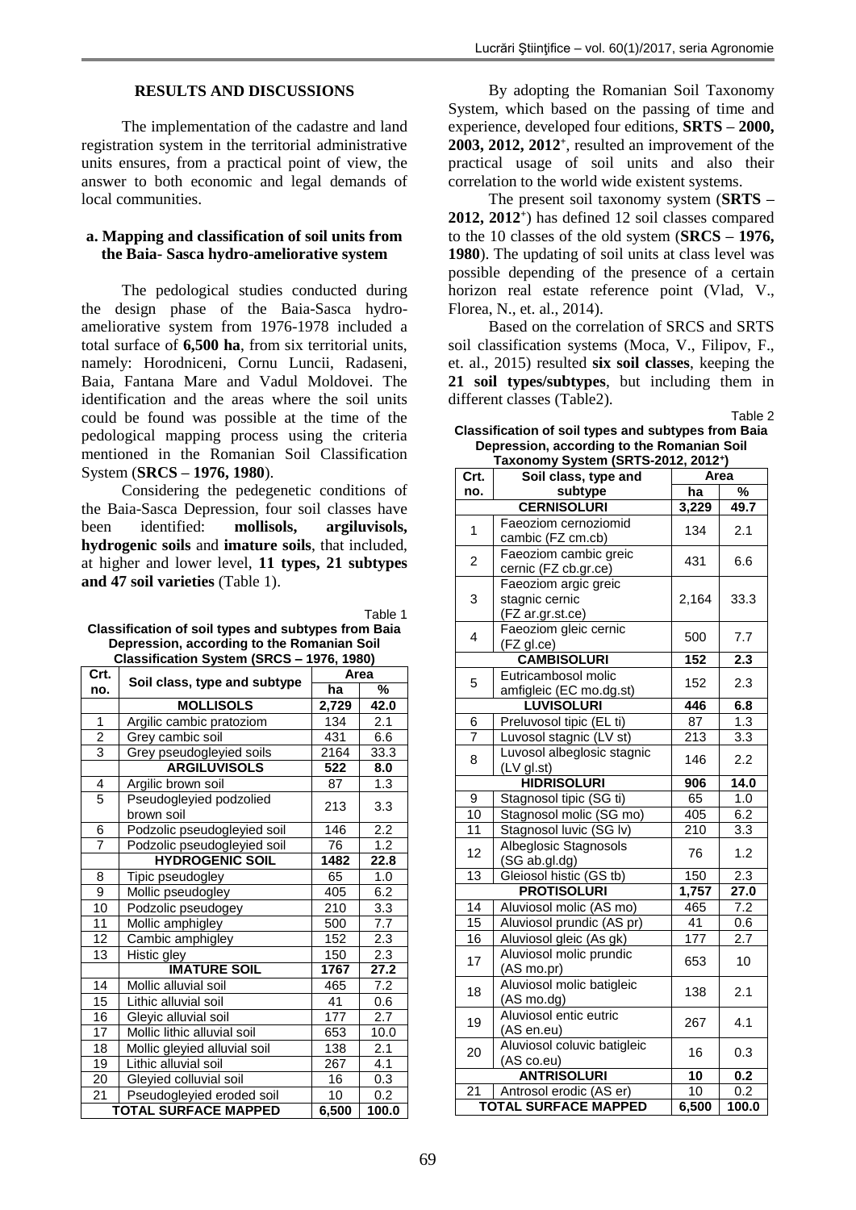## RESULTS AND DISCUSSIONS

The implementation of the cadastre and land registration system in the territorial administrative units ensures, from a practical point of view, the answer to both economic and legal demands of local communities.

### a. Mapping and classification of soil units from the Baia- Sasca hydro-ameliorative system

The pedological studies conducted during the design phase of the Baia-Sasca hydro-ameliorative system from 1976-1978 included a total surface of **6,500 ha**, from six territorial units, namely: Horodniceni, Cornu Luncii, Radaseni, Baia, Fantana Mare and Vadul Moldovei. The identification and the areas where the soil units could be found was possible at the time of the pedological mapping process using the criteria mentioned in the Romanian Soil Classification System (**SRCS – 1976, 1980**).

Considering the pedegenetic conditions of the Baia-Sasca Depression, four soil classes have been identified: **mollisols, argiluvisols, hydrogenic soils** and **imature soils**, that included, at higher and lower level, **11 types, 21 subtypes and 47 soil varieties** (Table 1).

Table 1

**Classification of soil types and subtypes from Baia Depression, according to the Romanian Soil Classification System (SRCS – 1976, 1980)**

| Crt. no. | Soil class, type and subtype | Area | |
|---|---|---|---|
| | | ha | % |
| | **MOLLISOLS** | **2,729** | **42.0** |
| 1 | Argilic cambic pratoziom | 134 | 2.1 |
| 2 | Grey cambic soil | 431 | 6.6 |
| 3 | Grey pseudogleyied soils | 2164 | 33.3 |
| | **ARGILUVISOLS** | **522** | **8.0** |
| 4 | Argilic brown soil | 87 | 1.3 |
| 5 | Pseudogleyied podzolied brown soil | 213 | 3.3 |
| 6 | Podzolic pseudogleyied soil | 146 | 2.2 |
| 7 | Podzolic pseudogleyied soil | 76 | 1.2 |
| | **HYDROGENIC SOIL** | **1482** | **22.8** |
| 8 | Tipic pseudogley | 65 | 1.0 |
| 9 | Mollic pseudogley | 405 | 6.2 |
| 10 | Podzolic pseudogey | 210 | 3.3 |
| 11 | Mollic amphigley | 500 | 7.7 |
| 12 | Cambic amphigley | 152 | 2.3 |
| 13 | Histic gley | 150 | 2.3 |
| | **IMATURE SOIL** | **1767** | **27.2** |
| 14 | Mollic alluvial soil | 465 | 7.2 |
| 15 | Lithic alluvial soil | 41 | 0.6 |
| 16 | Gleyic alluvial soil | 177 | 2.7 |
| 17 | Mollic lithic alluvial soil | 653 | 10.0 |
| 18 | Mollic gleyied alluvial soil | 138 | 2.1 |
| 19 | Lithic alluvial soil | 267 | 4.1 |
| 20 | Gleyied colluvial soil | 16 | 0.3 |
| 21 | Pseudogleyied eroded soil | 10 | 0.2 |
| **TOTAL SURFACE MAPPED** | | **6,500** | **100.0** |

By adopting the Romanian Soil Taxonomy System, which based on the passing of time and experience, developed four editions, **SRTS – 2000, 2003, 2012, 2012⁺**, resulted an improvement of the practical usage of soil units and also their correlation to the world wide existent systems.

The present soil taxonomy system (**SRTS – 2012, 2012⁺**) has defined 12 soil classes compared to the 10 classes of the old system (**SRCS – 1976, 1980**). The updating of soil units at class level was possible depending of the presence of a certain horizon real estate reference point (Vlad, V., Florea, N., et. al., 2014).

Based on the correlation of SRCS and SRTS soil classification systems (Moca, V., Filipov, F., et. al., 2015) resulted **six soil classes**, keeping the **21 soil types/subtypes**, but including them in different classes (Table2).

Table 2

**Classification of soil types and subtypes from Baia Depression, according to the Romanian Soil Taxonomy System (SRTS-2012, 2012⁺)**

| Crt. no. | Soil class, type and subtype | Area | |
|---|---|---|---|
| | | ha | % |
| | **CERNISOLURI** | **3,229** | **49.7** |
| 1 | Faeoziom cernoziomid cambic (FZ cm.cb) | 134 | 2.1 |
| 2 | Faeoziom cambic greic cernic (FZ cb.gr.ce) | 431 | 6.6 |
| 3 | Faeoziom argic greic stagnic cernic (FZ ar.gr.st.ce) | 2,164 | 33.3 |
| 4 | Faeoziom gleic cernic (FZ gl.ce) | 500 | 7.7 |
| | **CAMBISOLURI** | **152** | **2.3** |
| 5 | Eutricambosol molic amfigleic (EC mo.dg.st) | 152 | 2.3 |
| | **LUVISOLURI** | **446** | **6.8** |
| 6 | Preluvosol tipic (EL ti) | 87 | 1.3 |
| 7 | Luvosol stagnic (LV st) | 213 | 3.3 |
| 8 | Luvosol albeglosic stagnic (LV gl.st) | 146 | 2.2 |
| | **HIDRISOLURI** | **906** | **14.0** |
| 9 | Stagnosol tipic (SG ti) | 65 | 1.0 |
| 10 | Stagnosol molic (SG mo) | 405 | 6.2 |
| 11 | Stagnosol luvic (SG lv) | 210 | 3.3 |
| 12 | Albeglosic Stagnosols (SG ab.gl.dg) | 76 | 1.2 |
| 13 | Gleiosol histic (GS tb) | 150 | 2.3 |
| | **PROTISOLURI** | **1,757** | **27.0** |
| 14 | Aluviosol molic (AS mo) | 465 | 7.2 |
| 15 | Aluviosol prundic (AS pr) | 41 | 0.6 |
| 16 | Aluviosol gleic (As gk) | 177 | 2.7 |
| 17 | Aluviosol molic prundic (AS mo.pr) | 653 | 10 |
| 18 | Aluviosol molic batigleic (AS mo.dg) | 138 | 2.1 |
| 19 | Aluviosol entic eutric (AS en.eu) | 267 | 4.1 |
| 20 | Aluviosol coluvic batigleic (AS co.eu) | 16 | 0.3 |
| | **ANTRISOLURI** | **10** | **0.2** |
| 21 | Antrosol erodic (AS er) | 10 | 0.2 |
| **TOTAL SURFACE MAPPED** | | **6,500** | **100.0** |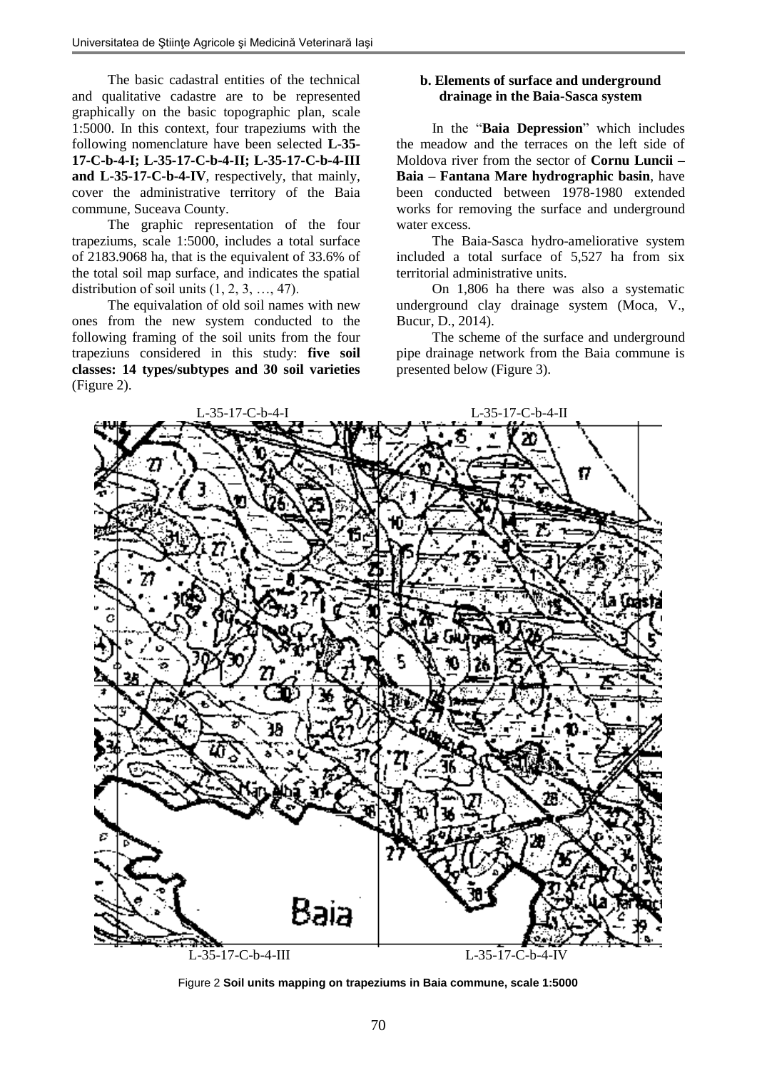The basic cadastral entities of the technical and qualitative cadastre are to be represented graphically on the basic topographic plan, scale 1:5000. In this context, four trapeziums with the following nomenclature have been selected **L-35-17-C-b-4-I; L-35-17-C-b-4-II; L-35-17-C-b-4-III and L-35-17-C-b-4-IV**, respectively, that mainly, cover the administrative territory of the Baia commune, Suceava County.

The graphic representation of the four trapeziums, scale 1:5000, includes a total surface of 2183.9068 ha, that is the equivalent of 33.6% of the total soil map surface, and indicates the spatial distribution of soil units (1, 2, 3, …, 47).

The equivalation of old soil names with new ones from the new system conducted to the following framing of the soil units from the four trapeziuns considered in this study: **five soil classes: 14 types/subtypes and 30 soil varieties** (Figure 2).

### b. Elements of surface and underground drainage in the Baia-Sasca system

In the "**Baia Depression**" which includes the meadow and the terraces on the left side of Moldova river from the sector of **Cornu Luncii – Baia – Fantana Mare hydrographic basin**, have been conducted between 1978-1980 extended works for removing the surface and underground water excess.

The Baia-Sasca hydro-ameliorative system included a total surface of 5,527 ha from six territorial administrative units.

On 1,806 ha there was also a systematic underground clay drainage system (Moca, V., Bucur, D., 2014).

The scheme of the surface and underground pipe drainage network from the Baia commune is presented below (Figure 3).

L-35-17-C-b-4-I L-35-17-C-b-4-II

L-35-17-C-b-4-III L-35-17-C-b-4-IV

Figure 2 **Soil units mapping on trapeziums in Baia commune, scale 1:5000**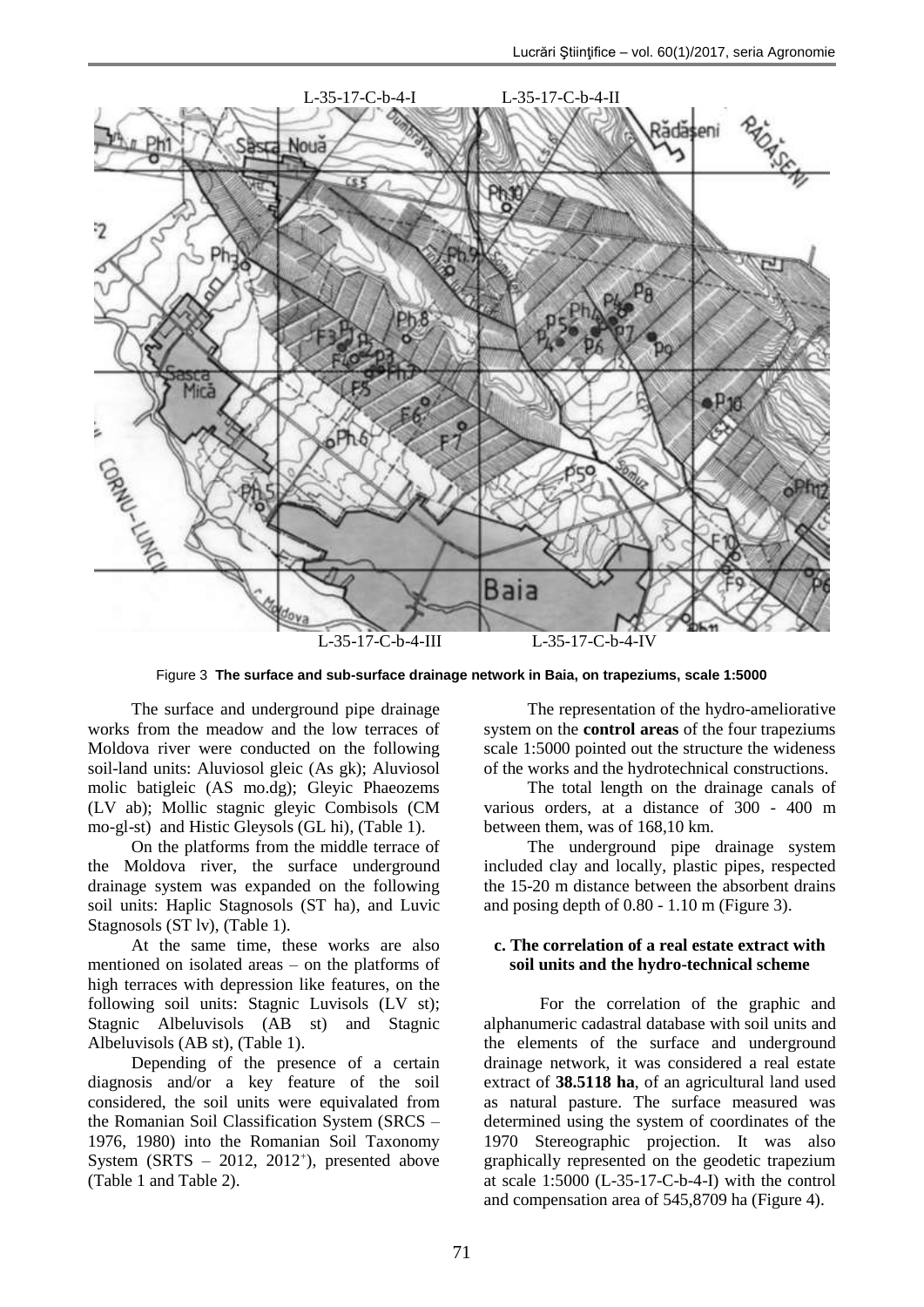Figure 3 **The surface and sub-surface drainage network in Baia, on trapeziums, scale 1:5000**

The surface and underground pipe drainage works from the meadow and the low terraces of Moldova river were conducted on the following soil-land units: Aluviosol gleic (As gk); Aluviosol molic batigleic (AS mo.dg); Gleyic Phaeozems (LV ab); Mollic stagnic gleyic Combisols (CM mo-gl-st) and Histic Gleysols (GL hi), (Table 1).

On the platforms from the middle terrace of the Moldova river, the surface underground drainage system was expanded on the following soil units: Haplic Stagnosols (ST ha), and Luvic Stagnosols (ST lv), (Table 1).

At the same time, these works are also mentioned on isolated areas – on the platforms of high terraces with depression like features, on the following soil units: Stagnic Luvisols (LV st); Stagnic Albeluvisols (AB st) and Stagnic Albeluvisols (AB st), (Table 1).

Depending of the presence of a certain diagnosis and/or a key feature of the soil considered, the soil units were equivalated from the Romanian Soil Classification System (SRCS – 1976, 1980) into the Romanian Soil Taxonomy System (SRTS – 2012, 2012+), presented above (Table 1 and Table 2).

The representation of the hydro-ameliorative system on the **control areas** of the four trapeziums scale 1:5000 pointed out the structure the wideness of the works and the hydrotechnical constructions.

The total length on the drainage canals of various orders, at a distance of 300 - 400 m between them, was of 168,10 km.

The underground pipe drainage system included clay and locally, plastic pipes, respected the 15-20 m distance between the absorbent drains and posing depth of 0.80 - 1.10 m (Figure 3).

### c. The correlation of a real estate extract with soil units and the hydro-technical scheme

For the correlation of the graphic and alphanumeric cadastral database with soil units and the elements of the surface and underground drainage network, it was considered a real estate extract of **38.5118 ha**, of an agricultural land used as natural pasture. The surface measured was determined using the system of coordinates of the 1970 Stereographic projection. It was also graphically represented on the geodetic trapezium at scale 1:5000 (L-35-17-C-b-4-I) with the control and compensation area of 545,8709 ha (Figure 4).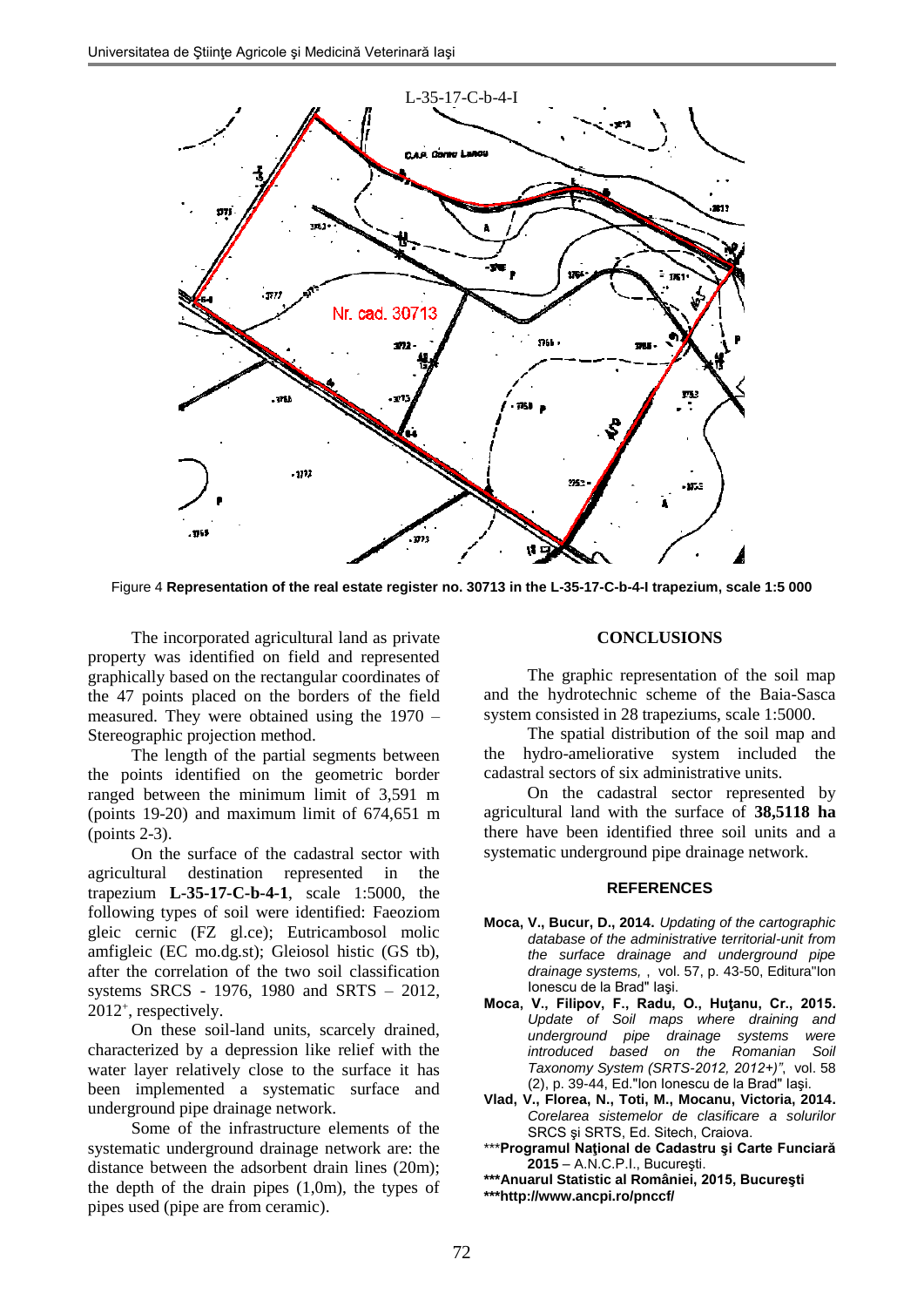L-35-17-C-b-4-I

Nr. cad. 30713

Figure 4 **Representation of the real estate register no. 30713 in the L-35-17-C-b-4-I trapezium, scale 1:5 000**

The incorporated agricultural land as private property was identified on field and represented graphically based on the rectangular coordinates of the 47 points placed on the borders of the field measured. They were obtained using the 1970 – Stereographic projection method.

The length of the partial segments between the points identified on the geometric border ranged between the minimum limit of 3,591 m (points 19-20) and maximum limit of 674,651 m (points 2-3).

On the surface of the cadastral sector with agricultural destination represented in the trapezium **L-35-17-C-b-4-1**, scale 1:5000, the following types of soil were identified: Faeoziom gleic cernic (FZ gl.ce); Eutricambosol molic amfigleic (EC mo.dg.st); Gleiosol histic (GS tb), after the correlation of the two soil classification systems SRCS - 1976, 1980 and SRTS – 2012, $2012^{+}$, respectively.

On these soil-land units, scarcely drained, characterized by a depression like relief with the water layer relatively close to the surface it has been implemented a systematic surface and underground pipe drainage network.

Some of the infrastructure elements of the systematic underground drainage network are: the distance between the adsorbent drain lines (20m); the depth of the drain pipes (1,0m), the types of pipes used (pipe are from ceramic).

## CONCLUSIONS

The graphic representation of the soil map and the hydrotechnic scheme of the Baia-Sasca system consisted in 28 trapeziums, scale 1:5000.

The spatial distribution of the soil map and the hydro-ameliorative system included the cadastral sectors of six administrative units.

On the cadastral sector represented by agricultural land with the surface of **38,5118 ha** there have been identified three soil units and a systematic underground pipe drainage network.

## REFERENCES

**Moca, V., Bucur, D., 2014.** *Updating of the cartographic database of the administrative territorial-unit from the surface drainage and underground pipe drainage systems,* , vol. 57, p. 43-50, Editura"Ion Ionescu de la Brad" Iaşi.

**Moca, V., Filipov, F., Radu, O., Huţanu, Cr., 2015.** *Update of Soil maps where draining and underground pipe drainage systems were introduced based on the Romanian Soil Taxonomy System (SRTS-2012, 2012+)",* vol. 58 (2), p. 39-44, Ed."Ion Ionescu de la Brad" Iaşi.

**Vlad, V., Florea, N., Toti, M., Mocanu, Victoria, 2014.** *Corelarea sistemelor de clasificare a solurilor* SRCS şi SRTS, Ed. Sitech, Craiova.

***__Programul Naţional de Cadastru şi Carte Funciară 2015__ – A.N.C.P.I., Bucureşti.

**\*\*\*Anuarul Statistic al României, 2015, Bucureşti**

**\*\*\*http://www.ancpi.ro/pnccf/**